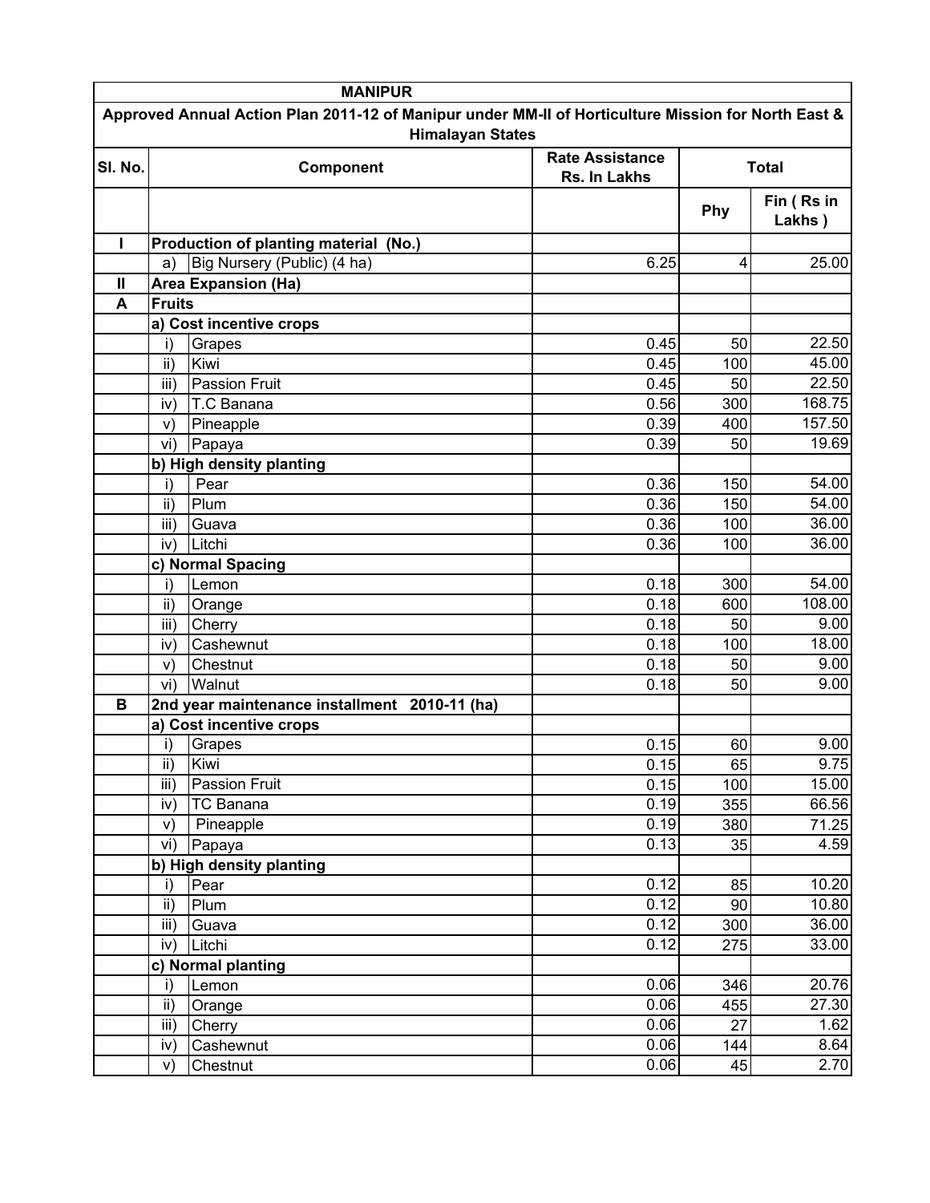| MANIPUR | | | | | |
|---|---|---|---|---|---|
| Approved Annual Action Plan 2011-12 of Manipur under MM-II of Horticulture Mission for North East & Himalayan States | | | | | |
| Sl. No. | Component | | Rate Assistance Rs. In Lakhs | Total | |
| | | | | Phy | Fin ( Rs in Lakhs ) |
| I | Production of planting material (No.) | | | | |
| | a) | Big Nursery (Public) (4 ha) | 6.25 | 4 | 25.00 |
| II | Area Expansion (Ha) | | | | |
| A | Fruits | | | | |
| | a) Cost incentive crops | | | | |
| | i) | Grapes | 0.45 | 50 | 22.50 |
| | ii) | Kiwi | 0.45 | 100 | 45.00 |
| | iii) | Passion Fruit | 0.45 | 50 | 22.50 |
| | iv) | T.C Banana | 0.56 | 300 | 168.75 |
| | v) | Pineapple | 0.39 | 400 | 157.50 |
| | vi) | Papaya | 0.39 | 50 | 19.69 |
| | b) High density planting | | | | |
| | i) | Pear | 0.36 | 150 | 54.00 |
| | ii) | Plum | 0.36 | 150 | 54.00 |
| | iii) | Guava | 0.36 | 100 | 36.00 |
| | iv) | Litchi | 0.36 | 100 | 36.00 |
| | c) Normal Spacing | | | | |
| | i) | Lemon | 0.18 | 300 | 54.00 |
| | ii) | Orange | 0.18 | 600 | 108.00 |
| | iii) | Cherry | 0.18 | 50 | 9.00 |
| | iv) | Cashewnut | 0.18 | 100 | 18.00 |
| | v) | Chestnut | 0.18 | 50 | 9.00 |
| | vi) | Walnut | 0.18 | 50 | 9.00 |
| B | 2nd year maintenance installment 2010-11 (ha) | | | | |
| | a) Cost incentive crops | | | | |
| | i) | Grapes | 0.15 | 60 | 9.00 |
| | ii) | Kiwi | 0.15 | 65 | 9.75 |
| | iii) | Passion Fruit | 0.15 | 100 | 15.00 |
| | iv) | TC Banana | 0.19 | 355 | 66.56 |
| | v) | Pineapple | 0.19 | 380 | 71.25 |
| | vi) | Papaya | 0.13 | 35 | 4.59 |
| | b) High density planting | | | | |
| | i) | Pear | 0.12 | 85 | 10.20 |
| | ii) | Plum | 0.12 | 90 | 10.80 |
| | iii) | Guava | 0.12 | 300 | 36.00 |
| | iv) | Litchi | 0.12 | 275 | 33.00 |
| | c) Normal planting | | | | |
| | i) | Lemon | 0.06 | 346 | 20.76 |
| | ii) | Orange | 0.06 | 455 | 27.30 |
| | iii) | Cherry | 0.06 | 27 | 1.62 |
| | iv) | Cashewnut | 0.06 | 144 | 8.64 |
| | v) | Chestnut | 0.06 | 45 | 2.70 |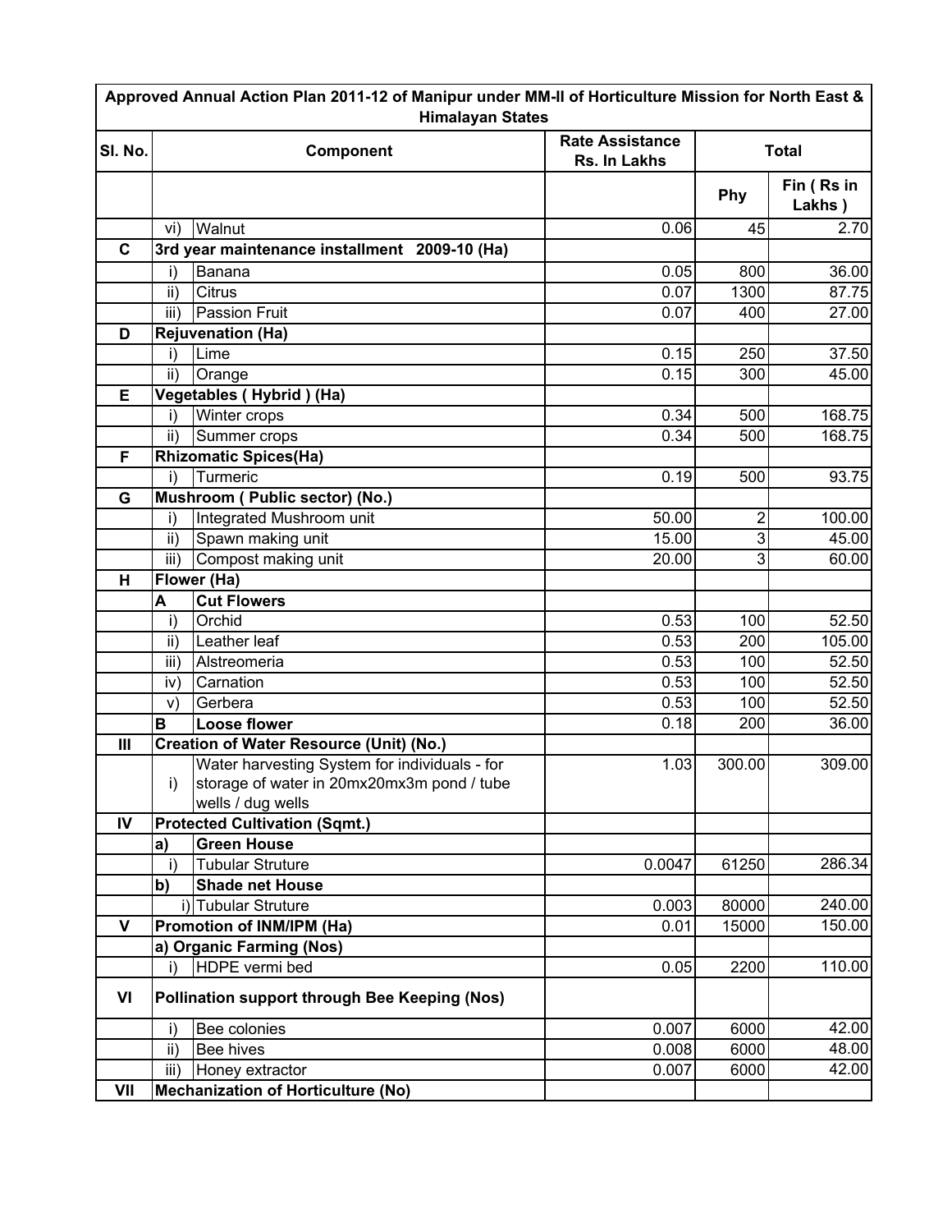| Approved Annual Action Plan 2011-12 of Manipur under MM-II of Horticulture Mission for North East & Himalayan States | | | | | |
|---|---|---|---|---|---|
| Sl. No. | Component | | Rate Assistance Rs. In Lakhs | Total | |
| | | | | Phy | Fin ( Rs in Lakhs ) |
| | vi) | Walnut | 0.06 | 45 | 2.70 |
| C | 3rd year maintenance installment 2009-10 (Ha) | | | | |
| | i) | Banana | 0.05 | 800 | 36.00 |
| | ii) | Citrus | 0.07 | 1300 | 87.75 |
| | iii) | Passion Fruit | 0.07 | 400 | 27.00 |
| D | Rejuvenation (Ha) | | | | |
| | i) | Lime | 0.15 | 250 | 37.50 |
| | ii) | Orange | 0.15 | 300 | 45.00 |
| E | Vegetables ( Hybrid ) (Ha) | | | | |
| | i) | Winter crops | 0.34 | 500 | 168.75 |
| | ii) | Summer crops | 0.34 | 500 | 168.75 |
| F | Rhizomatic Spices(Ha) | | | | |
| | i) | Turmeric | 0.19 | 500 | 93.75 |
| G | Mushroom ( Public sector) (No.) | | | | |
| | i) | Integrated Mushroom unit | 50.00 | 2 | 100.00 |
| | ii) | Spawn making unit | 15.00 | 3 | 45.00 |
| | iii) | Compost making unit | 20.00 | 3 | 60.00 |
| H | Flower (Ha) | | | | |
| | A | Cut Flowers | | | |
| | i) | Orchid | 0.53 | 100 | 52.50 |
| | ii) | Leather leaf | 0.53 | 200 | 105.00 |
| | iii) | Alstreomeria | 0.53 | 100 | 52.50 |
| | iv) | Carnation | 0.53 | 100 | 52.50 |
| | v) | Gerbera | 0.53 | 100 | 52.50 |
| | B | Loose flower | 0.18 | 200 | 36.00 |
| III | Creation of Water Resource (Unit) (No.) | | | | |
| | i) | Water harvesting System for individuals - for storage of water in 20mx20mx3m pond / tube wells / dug wells | 1.03 | 300.00 | 309.00 |
| IV | Protected Cultivation (Sqmt.) | | | | |
| | a) | Green House | | | |
| | i) | Tubular Struture | 0.0047 | 61250 | 286.34 |
| | b) | Shade net House | | | |
| | i) | Tubular Struture | 0.003 | 80000 | 240.00 |
| V | Promotion of INM/IPM (Ha) | | 0.01 | 15000 | 150.00 |
| | a) Organic Farming (Nos) | | | | |
| | i) | HDPE vermi bed | 0.05 | 2200 | 110.00 |
| VI | Pollination support through Bee Keeping (Nos) | | | | |
| | i) | Bee colonies | 0.007 | 6000 | 42.00 |
| | ii) | Bee hives | 0.008 | 6000 | 48.00 |
| | iii) | Honey extractor | 0.007 | 6000 | 42.00 |
| VII | Mechanization of Horticulture (No) | | | | |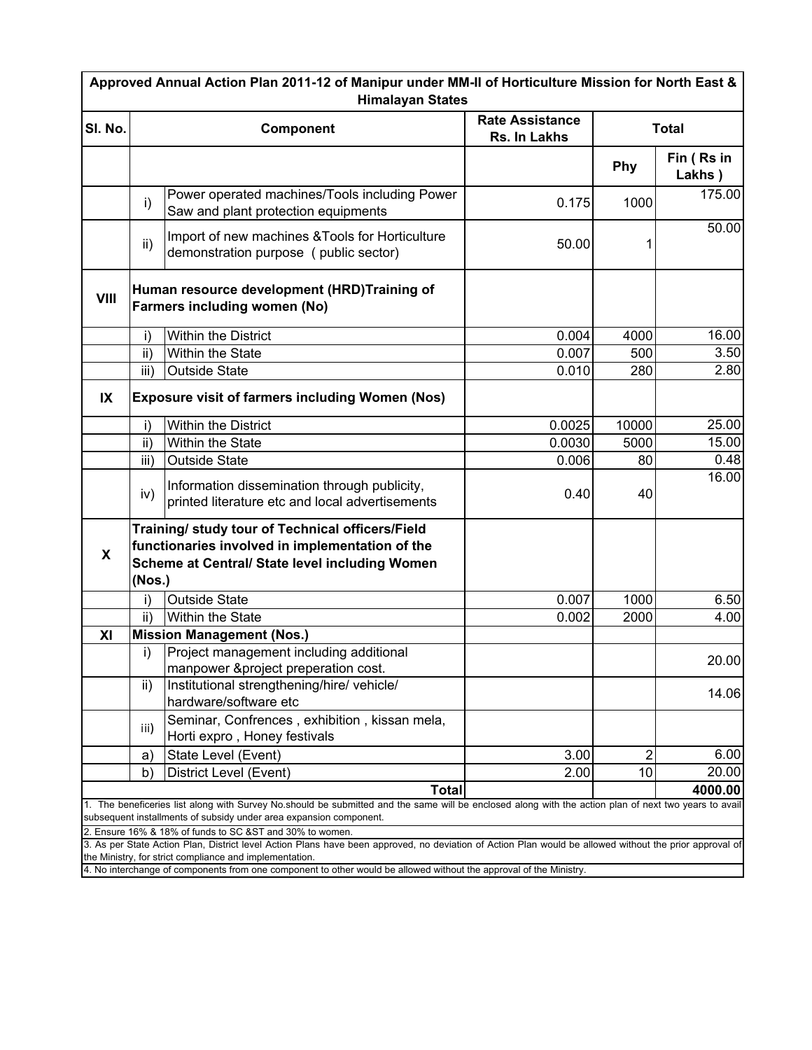| Approved Annual Action Plan 2011-12 of Manipur under MM-II of Horticulture Mission for North East & Himalayan States | | | | | |
|---|---|---|---|---|---|
| Sl. No. | Component | | Rate Assistance Rs. In Lakhs | Total | |
| | | | | Phy | Fin ( Rs in Lakhs ) |
| | i) | Power operated machines/Tools including Power Saw and plant protection equipments | 0.175 | 1000 | 175.00 |
| | ii) | Import of new machines &Tools for Horticulture demonstration purpose ( public sector) | 50.00 | 1 | 50.00 |
| **VIII** | **Human resource development (HRD)Training of Farmers including women (No)** | | | | |
| | i) | Within the District | 0.004 | 4000 | 16.00 |
| | ii) | Within the State | 0.007 | 500 | 3.50 |
| | iii) | Outside State | 0.010 | 280 | 2.80 |
| **IX** | **Exposure visit of farmers including Women (Nos)** | | | | |
| | i) | Within the District | 0.0025 | 10000 | 25.00 |
| | ii) | Within the State | 0.0030 | 5000 | 15.00 |
| | iii) | Outside State | 0.006 | 80 | 0.48 |
| | iv) | Information dissemination through publicity, printed literature etc and local advertisements | 0.40 | 40 | 16.00 |
| **X** | **Training/ study tour of Technical officers/Field functionaries involved in implementation of the Scheme at Central/ State level including Women (Nos.)** | | | | |
| | i) | Outside State | 0.007 | 1000 | 6.50 |
| | ii) | Within the State | 0.002 | 2000 | 4.00 |
| **XI** | **Mission Management (Nos.)** | | | | |
| | i) | Project management including additional manpower &project preperation cost. | | | 20.00 |
| | ii) | Institutional strengthening/hire/ vehicle/ hardware/software etc | | | 14.06 |
| | iii) | Seminar, Confrences , exhibition , kissan mela, Horti expro , Honey festivals | | | |
| | a) | State Level (Event) | 3.00 | 2 | 6.00 |
| | b) | District Level (Event) | 2.00 | 10 | 20.00 |
| | | **Total** | | | **4000.00** |

1. The beneficeries list along with Survey No.should be submitted and the same will be enclosed along with the action plan of next two years to avail subsequent installments of subsidy under area expansion component.

2. Ensure 16% & 18% of funds to SC &ST and 30% to women.

3. As per State Action Plan, District level Action Plans have been approved, no deviation of Action Plan would be allowed without the prior approval of the Ministry, for strict compliance and implementation.

4. No interchange of components from one component to other would be allowed without the approval of the Ministry.